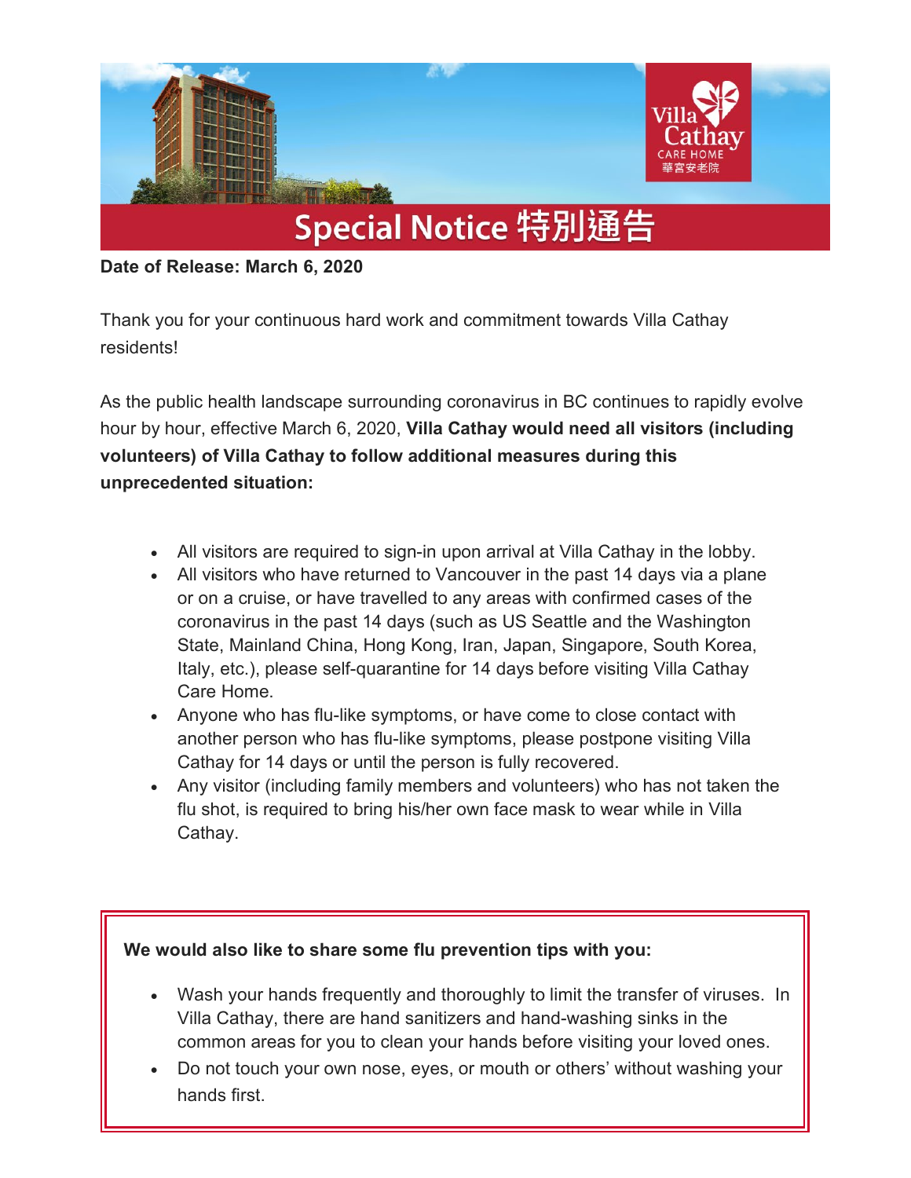# Special Notice 特別通告

**Date of Release: March 6, 2020**

Thank you for your continuous hard work and commitment towards Villa Cathay residents!

As the public health landscape surrounding coronavirus in BC continues to rapidly evolve hour by hour, effective March 6, 2020, **Villa Cathay would need all visitors (including volunteers) of Villa Cathay to follow additional measures during this unprecedented situation:**

- All visitors are required to sign-in upon arrival at Villa Cathay in the lobby.
- All visitors who have returned to Vancouver in the past 14 days via a plane or on a cruise, or have travelled to any areas with confirmed cases of the coronavirus in the past 14 days (such as US Seattle and the Washington State, Mainland China, Hong Kong, Iran, Japan, Singapore, South Korea, Italy, etc.), please self-quarantine for 14 days before visiting Villa Cathay Care Home.
- Anyone who has flu-like symptoms, or have come to close contact with another person who has flu-like symptoms, please postpone visiting Villa Cathay for 14 days or until the person is fully recovered.
- Any visitor (including family members and volunteers) who has not taken the flu shot, is required to bring his/her own face mask to wear while in Villa Cathay.

**We would also like to share some flu prevention tips with you:**

- Wash your hands frequently and thoroughly to limit the transfer of viruses. In Villa Cathay, there are hand sanitizers and hand-washing sinks in the common areas for you to clean your hands before visiting your loved ones.
- Do not touch your own nose, eyes, or mouth or others' without washing your hands first.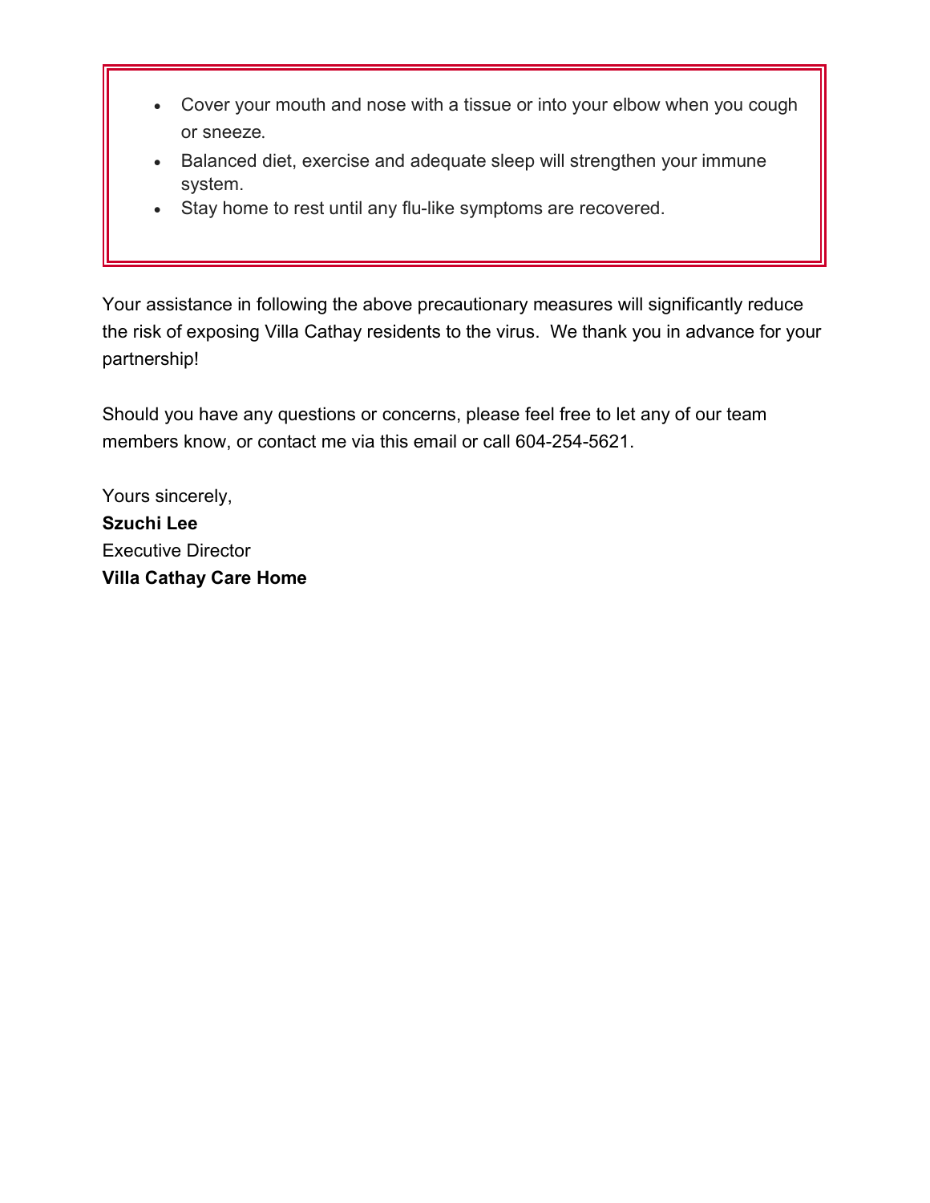- Cover your mouth and nose with a tissue or into your elbow when you cough or sneeze.
- Balanced diet, exercise and adequate sleep will strengthen your immune system.
- Stay home to rest until any flu-like symptoms are recovered.

Your assistance in following the above precautionary measures will significantly reduce the risk of exposing Villa Cathay residents to the virus. We thank you in advance for your partnership!

Should you have any questions or concerns, please feel free to let any of our team members know, or contact me via this email or call 604-254-5621.

Yours sincerely,
**Szuchi Lee**
Executive Director
**Villa Cathay Care Home**